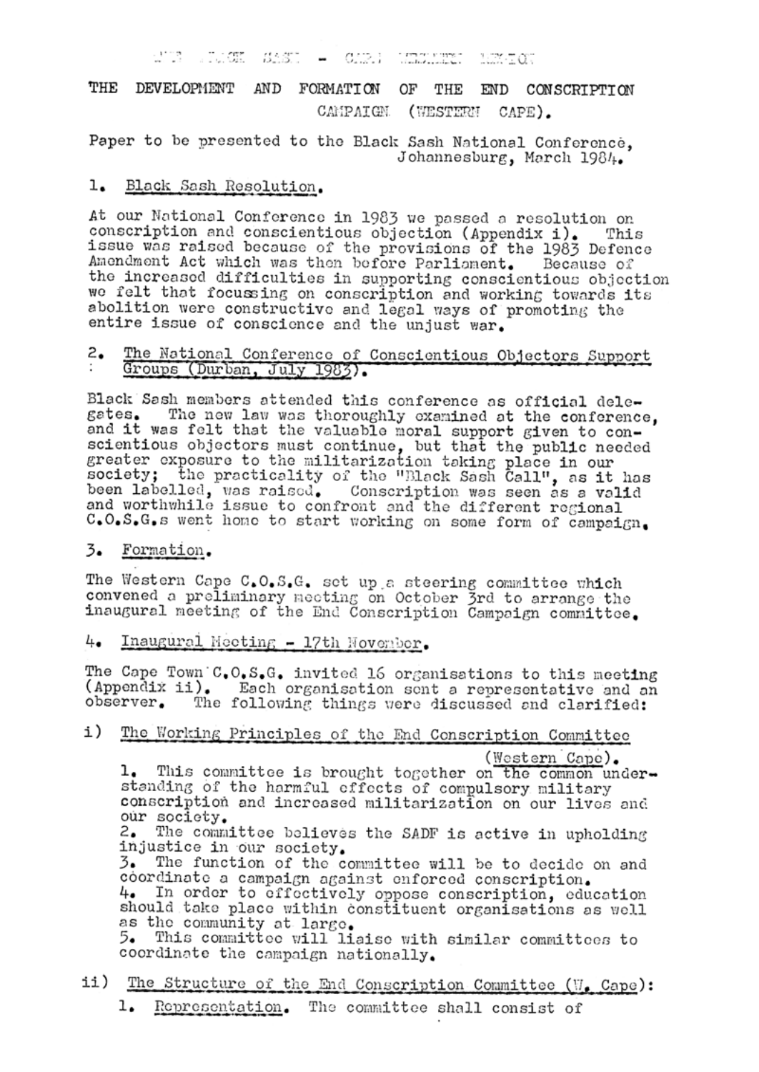THE BLACK SASH - CAPE WESTERN REGION

# THE DEVELOPMENT AND FORMATION OF THE END CONSCRIPTION CAMPAIGN (WESTERN CAPE).

Paper to be presented to the Black Sash National Conference, Johannesburg, March 1984.

## 1. Black Sash Resolution.

At our National Conference in 1983 we passed a resolution on conscription and conscientious objection (Appendix i). This issue was raised because of the provisions of the 1983 Defence Amendment Act which was then before Parliament. Because of the increased difficulties in supporting conscientious objection we felt that focussing on conscription and working towards its abolition were constructive and legal ways of promoting the entire issue of conscience and the unjust war.

## 2. The National Conference of Conscientious Objectors Support Groups (Durban, July 1983).

Black Sash members attended this conference as official delegates. The new law was thoroughly examined at the conference, and it was felt that the valuable moral support given to conscientious objectors must continue, but that the public needed greater exposure to the militarization taking place in our society; the practicality of the "Black Sash Call", as it has been labelled, was raised. Conscription was seen as a valid and worthwhile issue to confront and the different regional C.O.S.G.s went home to start working on some form of campaign.

## 3. Formation.

The Western Cape C.O.S.G. set up a steering committee which convened a preliminary meeting on October 3rd to arrange the inaugural meeting of the End Conscription Campaign committee.

## 4. Inaugural Meeting - 17th November.

The Cape Town C.O.S.G. invited 16 organisations to this meeting (Appendix ii). Each organisation sent a representative and an observer. The following things were discussed and clarified:

### i) The Working Principles of the End Conscription Committee (Western Cape).

1. This committee is brought together on the common understanding of the harmful effects of compulsory military conscription and increased militarization on our lives and our society.
2. The committee believes the SADF is active in upholding injustice in our society.
3. The function of the committee will be to decide on and coordinate a campaign against enforced conscription.
4. In order to effectively oppose conscription, education should take place within constituent organisations as well as the community at large.
5. This committee will liaise with similar committees to coordinate the campaign nationally.

### ii) The Structure of the End Conscription Committee (W. Cape):

1. Representation. The committee shall consist of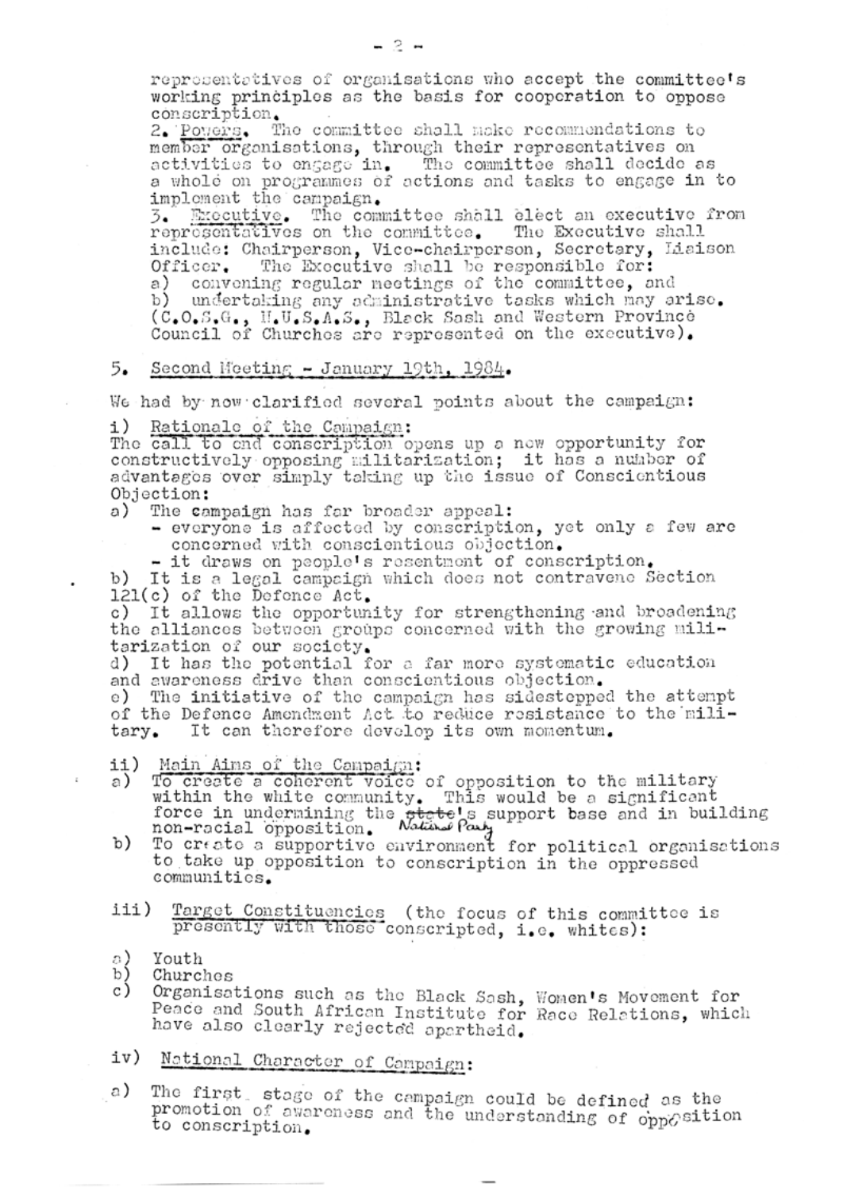representatives of organisations who accept the committee's working principles as the basis for cooperation to oppose conscription.

2. Powers. The committee shall make recommendations to member organisations, through their representatives on activities to engage in. The committee shall decide as a whole on programmes of actions and tasks to engage in to implement the campaign.

3. Executive. The committee shall elect an executive from representatives on the committee. The Executive shall include: Chairperson, Vice-chairperson, Secretary, Liaison Officer. The Executive shall be responsible for:
a) convening regular meetings of the committee, and
b) undertaking any administrative tasks which may arise.
(C.O.S.G., N.U.S.A.S., Black Sash and Western Province Council of Churches are represented on the executive).

5. Second Meeting - January 19th, 1984.

We had by now clarified several points about the campaign:

i) Rationale of the Campaign:
The call to end conscription opens up a new opportunity for constructively opposing militarization; it has a number of advantages over simply taking up the issue of Conscientious Objection:
a) The campaign has far broader appeal:
- everyone is affected by conscription, yet only a few are concerned with conscientious objection.
- it draws on people's resentment of conscription.

b) It is a legal campaign which does not contravene Section 121(c) of the Defence Act.
c) It allows the opportunity for strengthening and broadening the alliances between groups concerned with the growing militarization of our society.
d) It has the potential for a far more systematic education and awareness drive than conscientious objection.
e) The initiative of the campaign has sidestepped the attempt of the Defence Amendment Act to reduce resistance to the military. It can therefore develop its own momentum.

ii) Main Aims of the Campaign:
a) To create a coherent voice of opposition to the military within the white community. This would be a significant force in undermining the ~~state~~ National Party's support base and in building non-racial opposition.
b) To create a supportive environment for political organisations to take up opposition to conscription in the oppressed communities.

iii) Target Constituencies (the focus of this committee is presently with those conscripted, i.e. whites):

a) Youth
b) Churches
c) Organisations such as the Black Sash, Women's Movement for Peace and South African Institute for Race Relations, which have also clearly rejected apartheid.

iv) National Character of Campaign:

a) The first stage of the campaign could be defined as the promotion of awareness and the understanding of opposition to conscription.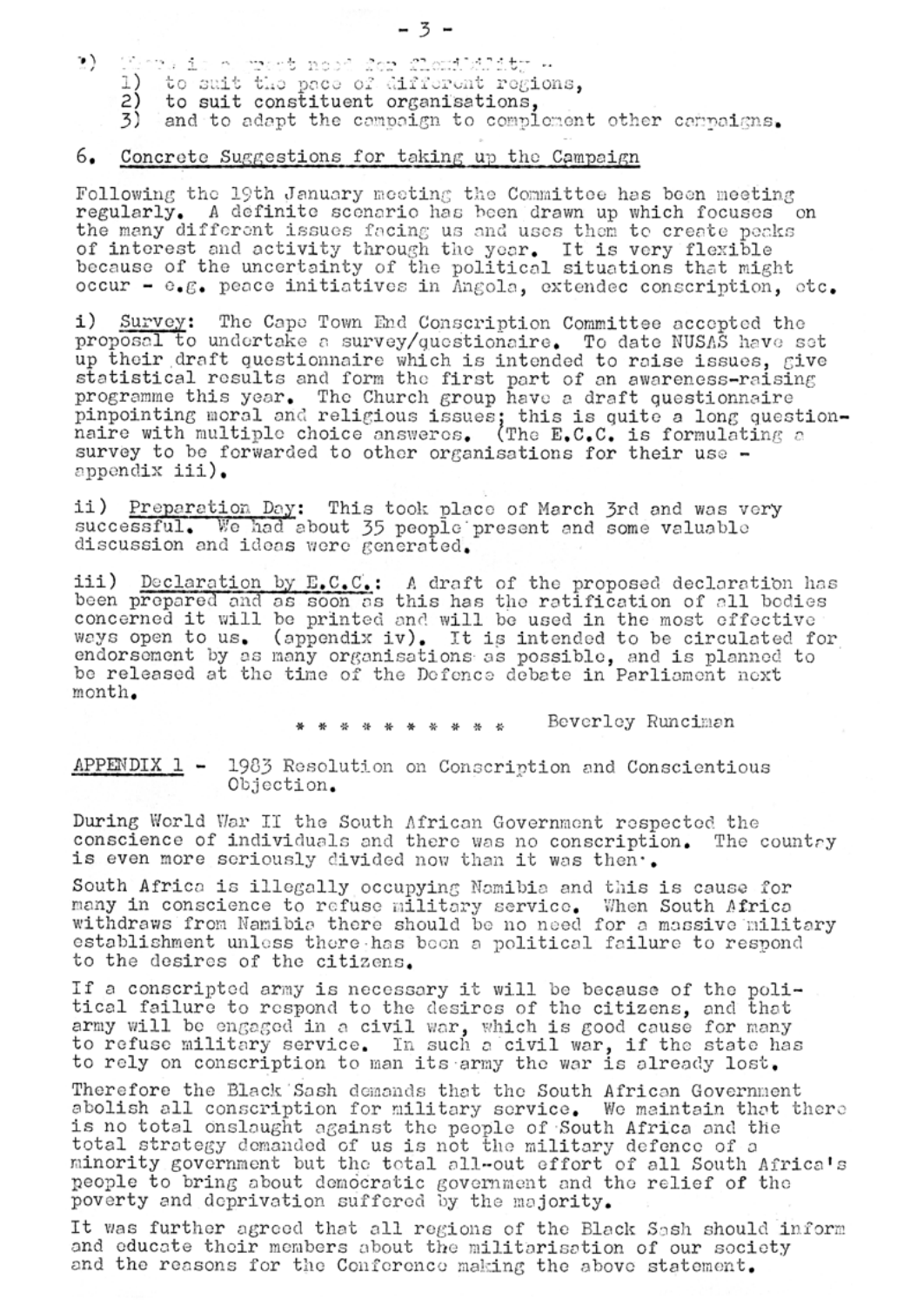?) There is a great need for flexibility -
   1) to suit the pace of different regions,
   2) to suit constituent organisations,
   3) and to adapt the campaign to complement other campaigns.

6. Concrete Suggestions for taking up the Campaign

Following the 19th January meeting the Committee has been meeting regularly. A definite scenario has been drawn up which focuses on the many different issues facing us and uses them to create peaks of interest and activity through the year. It is very flexible because of the uncertainty of the political situations that might occur - e.g. peace initiatives in Angola, extendec conscription, etc.

i) Survey: The Cape Town End Conscription Committee accepted the proposal to undertake a survey/questionaire. To date NUSAS have set up their draft questionnaire which is intended to raise issues, give statistical results and form the first part of an awareness-raising programme this year. The Church group have a draft questionnaire pinpointing moral and religious issues; this is quite a long questionnaire with multiple choice answeres. (The E.C.C. is formulating a survey to be forwarded to other organisations for their use - appendix iii).

ii) Preparation Day: This took place of March 3rd and was very successful. We had about 35 people present and some valuable discussion and ideas were generated.

iii) Declaration by E.C.C.: A draft of the proposed declaration has been prepared and as soon as this has the ratification of all bodies concerned it will be printed and will be used in the most effective ways open to us. (appendix iv). It is intended to be circulated for endorsement by as many organisations as possible, and is planned to be released at the time of the Defence debate in Parliament next month.

\* \* \* \* \* \* \* \* \* \* Beverley Runciman

APPENDIX 1 - 1983 Resolution on Conscription and Conscientious Objection.

During World War II the South African Government respected the conscience of individuals and there was no conscription. The country is even more seriously divided now than it was then.

South Africa is illegally occupying Namibia and this is cause for many in conscience to refuse military service. When South Africa withdraws from Namibia there should be no need for a massive military establishment unless there has been a political failure to respond to the desires of the citizens.

If a conscripted army is necessary it will be because of the political failure to respond to the desires of the citizens, and that army will be engaged in a civil war, which is good cause for many to refuse military service. In such a civil war, if the state has to rely on conscription to man its army the war is already lost.

Therefore the Black Sash demands that the South African Government abolish all conscription for military service. We maintain that there is no total onslaught against the people of South Africa and the total strategy demanded of us is not the military defence of a minority government but the total all-out effort of all South Africa's people to bring about democratic government and the relief of the poverty and deprivation suffered by the majority.

It was further agreed that all regions of the Black Sash should inform and educate their members about the militarisation of our society and the reasons for the Conference making the above statement.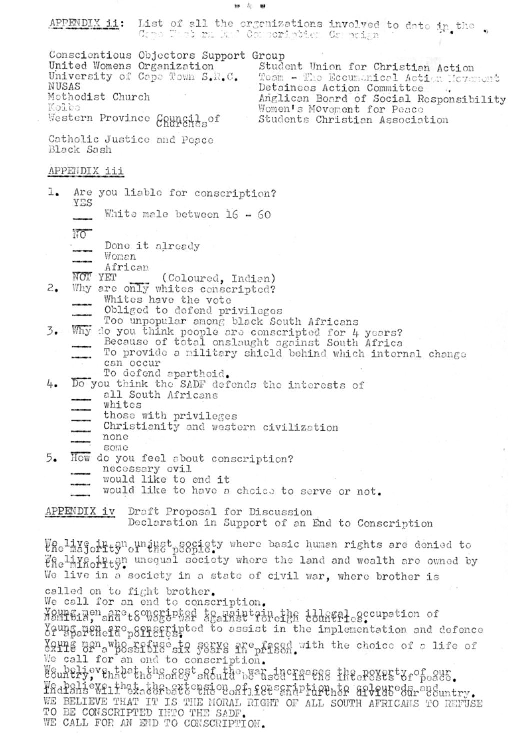APPENDIX ii: List of all the organizations involved to date in the Cape Western End Conscription Campaign

Conscientious Objectors Support Group
United Womens Organization
University of Cape Town S.R.C.
NUSAS
Methodist Church
Kolbe
Western Province Council of Churches
Catholic Justice and Peace
Black Sash
Student Union for Christian Action
Team - The Ecumenical Action Movement
Detainees Action Committee
Anglican Board of Social Responsibility
Women's Movement for Peace
Students Christian Association

APPENDIX iii

1. Are you liable for conscription?
   YES
   ___ White male between 16 - 60
   NO
   ___ Done it already
   ___ Woman
   ___ African
   NOT YET ___ (Coloured, Indian)
2. Why are only whites conscripted?
   ___ Whites have the vote
   ___ Obliged to defend privileges
   ___ Too unpopular among black South Africans
3. Why do you think people are conscripted for 4 years?
   ___ Because of total onslaught against South Africa
   ___ To provide a military shield behind which internal change can occur
   ___ To defend apartheid.
4. Do you think the SADF defends the interests of
   ___ all South Africans
   ___ whites
   ___ those with privileges
   ___ Christianity and western civilization
   ___ none
   ___ some
5. How do you feel about conscription?
   ___ necessary evil
   ___ would like to end it
   ___ would like to have a choice to serve or not.

APPENDIX iv Draft Proposal for Discussion
Declaration in Support of an End to Conscription

We live in an unjust society where basic human rights are denied to the majority of the people.
We live in an unequal society where the land and wealth are owned by the minority.
We live in a society in a state of civil war, where brother is called on to fight brother.
We call for an end to conscription.
Young men are conscripted to maintain the illegal occupation of Namibia, and to wage war against foreign countries.
Young men are conscripted to assist in the implementation and defence of apartheid policies.
Young men who refuse to serve are faced with the choice of a life of exile or a possible six years in prison.
We call for an end to conscription.
We believe that the cost of the war increases the poverty of our country, that the money should be used in the interests of peace.
We believe that the extension of conscription to coloureds and Indians will exacerbate the conflict and further divide our country.
WE BELIEVE THAT IT IS THE MORAL RIGHT OF ALL SOUTH AFRICANS TO REFUSE TO BE CONSCRIPTED INTO THE SADF.
WE CALL FOR AN END TO CONSCRIPTION.